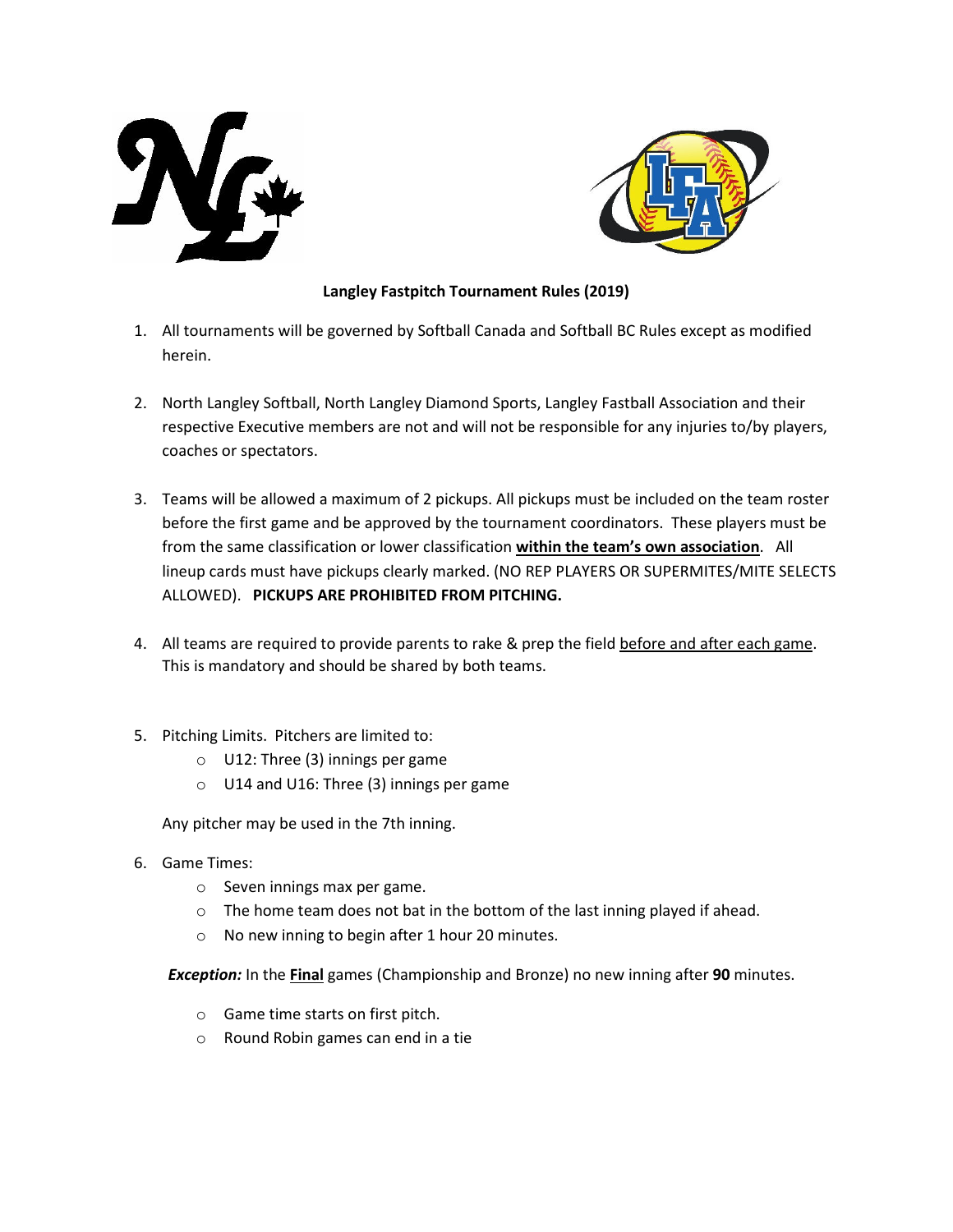**Langley Fastpitch Tournament Rules (2019)**

1. All tournaments will be governed by Softball Canada and Softball BC Rules except as modified herein.

2. North Langley Softball, North Langley Diamond Sports, Langley Fastball Association and their respective Executive members are not and will not be responsible for any injuries to/by players, coaches or spectators.

3. Teams will be allowed a maximum of 2 pickups. All pickups must be included on the team roster before the first game and be approved by the tournament coordinators. These players must be from the same classification or lower classification **within the team's own association**. All lineup cards must have pickups clearly marked. (NO REP PLAYERS OR SUPERMITES/MITE SELECTS ALLOWED). **PICKUPS ARE PROHIBITED FROM PITCHING.**

4. All teams are required to provide parents to rake & prep the field before and after each game. This is mandatory and should be shared by both teams.

5. Pitching Limits. Pitchers are limited to:
   - U12: Three (3) innings per game
   - U14 and U16: Three (3) innings per game

   Any pitcher may be used in the 7th inning.

6. Game Times:
   - Seven innings max per game.
   - The home team does not bat in the bottom of the last inning played if ahead.
   - No new inning to begin after 1 hour 20 minutes.

   ***Exception:*** In the **Final** games (Championship and Bronze) no new inning after **90** minutes.

   - Game time starts on first pitch.
   - Round Robin games can end in a tie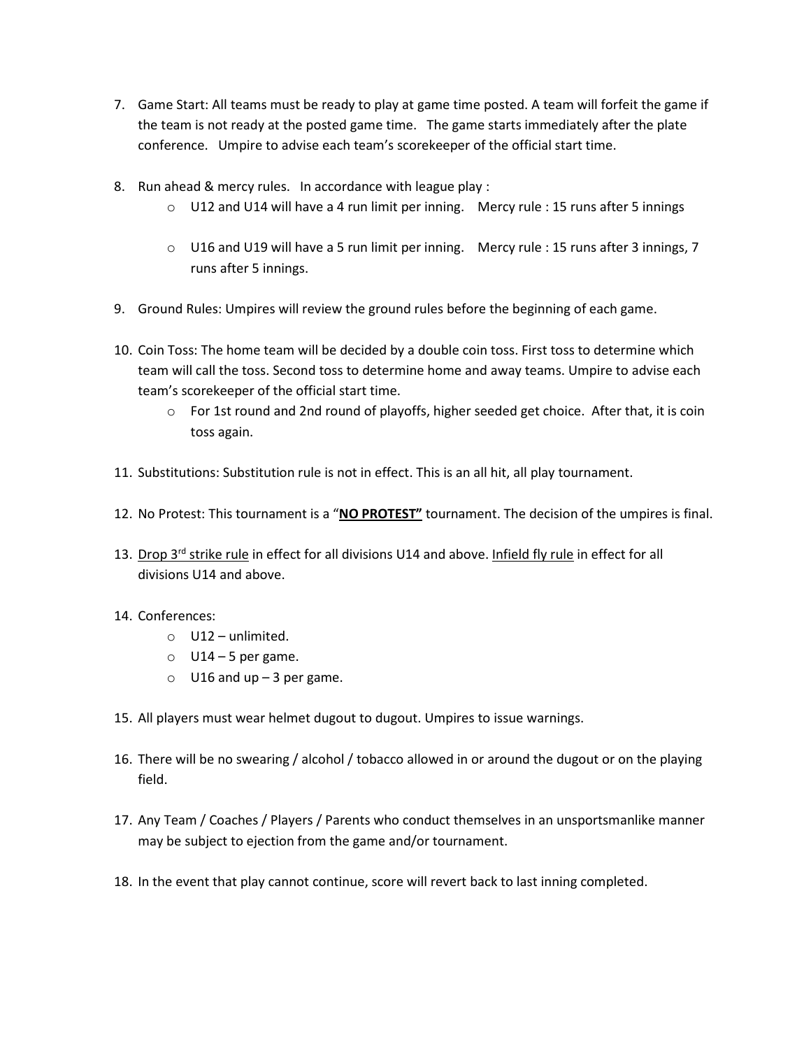7. Game Start: All teams must be ready to play at game time posted. A team will forfeit the game if the team is not ready at the posted game time. The game starts immediately after the plate conference. Umpire to advise each team's scorekeeper of the official start time.

8. Run ahead & mercy rules. In accordance with league play :
   - U12 and U14 will have a 4 run limit per inning. Mercy rule : 15 runs after 5 innings
   - U16 and U19 will have a 5 run limit per inning. Mercy rule : 15 runs after 3 innings, 7 runs after 5 innings.

9. Ground Rules: Umpires will review the ground rules before the beginning of each game.

10. Coin Toss: The home team will be decided by a double coin toss. First toss to determine which team will call the toss. Second toss to determine home and away teams. Umpire to advise each team's scorekeeper of the official start time.
    - For 1st round and 2nd round of playoffs, higher seeded get choice. After that, it is coin toss again.

11. Substitutions: Substitution rule is not in effect. This is an all hit, all play tournament.

12. No Protest: This tournament is a "**<u>NO PROTEST"</u>** tournament. The decision of the umpires is final.

13. <u>Drop 3rd strike rule</u> in effect for all divisions U14 and above. <u>Infield fly rule</u> in effect for all divisions U14 and above.

14. Conferences:
    - U12 – unlimited.
    - U14 – 5 per game.
    - U16 and up – 3 per game.

15. All players must wear helmet dugout to dugout. Umpires to issue warnings.

16. There will be no swearing / alcohol / tobacco allowed in or around the dugout or on the playing field.

17. Any Team / Coaches / Players / Parents who conduct themselves in an unsportsmanlike manner may be subject to ejection from the game and/or tournament.

18. In the event that play cannot continue, score will revert back to last inning completed.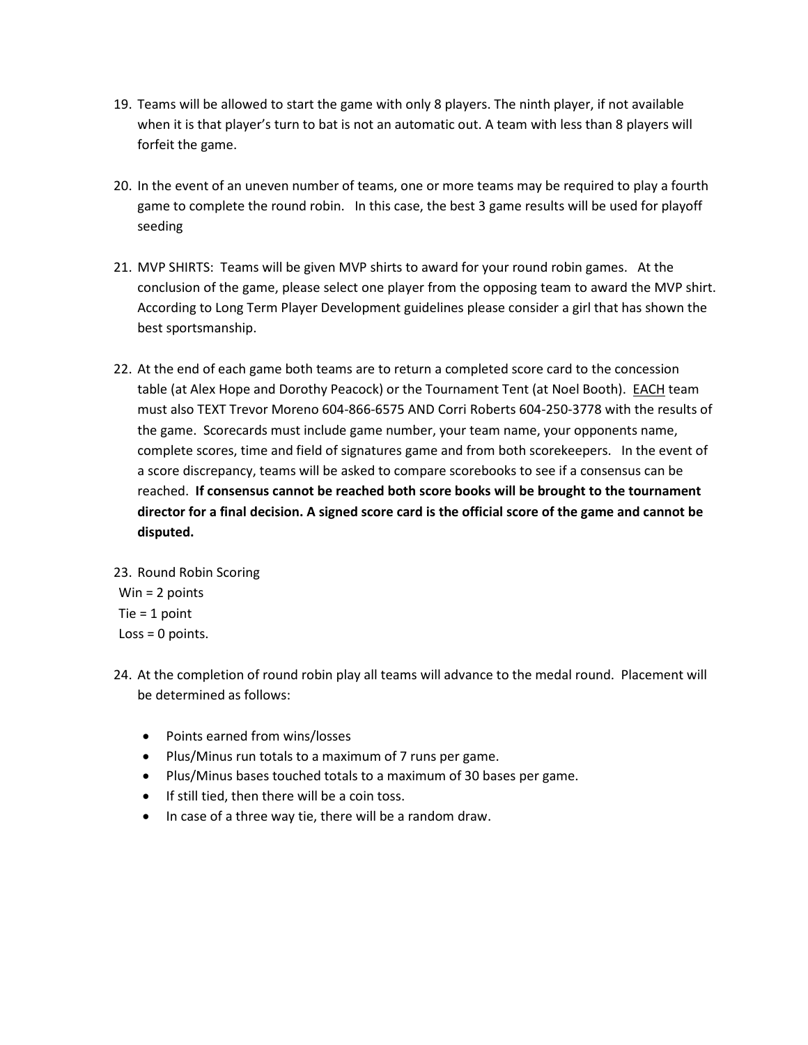19. Teams will be allowed to start the game with only 8 players. The ninth player, if not available when it is that player's turn to bat is not an automatic out. A team with less than 8 players will forfeit the game.

20. In the event of an uneven number of teams, one or more teams may be required to play a fourth game to complete the round robin. In this case, the best 3 game results will be used for playoff seeding

21. MVP SHIRTS: Teams will be given MVP shirts to award for your round robin games. At the conclusion of the game, please select one player from the opposing team to award the MVP shirt. According to Long Term Player Development guidelines please consider a girl that has shown the best sportsmanship.

22. At the end of each game both teams are to return a completed score card to the concession table (at Alex Hope and Dorothy Peacock) or the Tournament Tent (at Noel Booth). <u>EACH</u> team must also TEXT Trevor Moreno 604-866-6575 AND Corri Roberts 604-250-3778 with the results of the game. Scorecards must include game number, your team name, your opponents name, complete scores, time and field of signatures game and from both scorekeepers. In the event of a score discrepancy, teams will be asked to compare scorebooks to see if a consensus can be reached. **If consensus cannot be reached both score books will be brought to the tournament director for a final decision. A signed score card is the official score of the game and cannot be disputed.**

23. Round Robin Scoring
    Win = 2 points
    Tie = 1 point
    Loss = 0 points.

24. At the completion of round robin play all teams will advance to the medal round. Placement will be determined as follows:

    - Points earned from wins/losses
    - Plus/Minus run totals to a maximum of 7 runs per game.
    - Plus/Minus bases touched totals to a maximum of 30 bases per game.
    - If still tied, then there will be a coin toss.
    - In case of a three way tie, there will be a random draw.